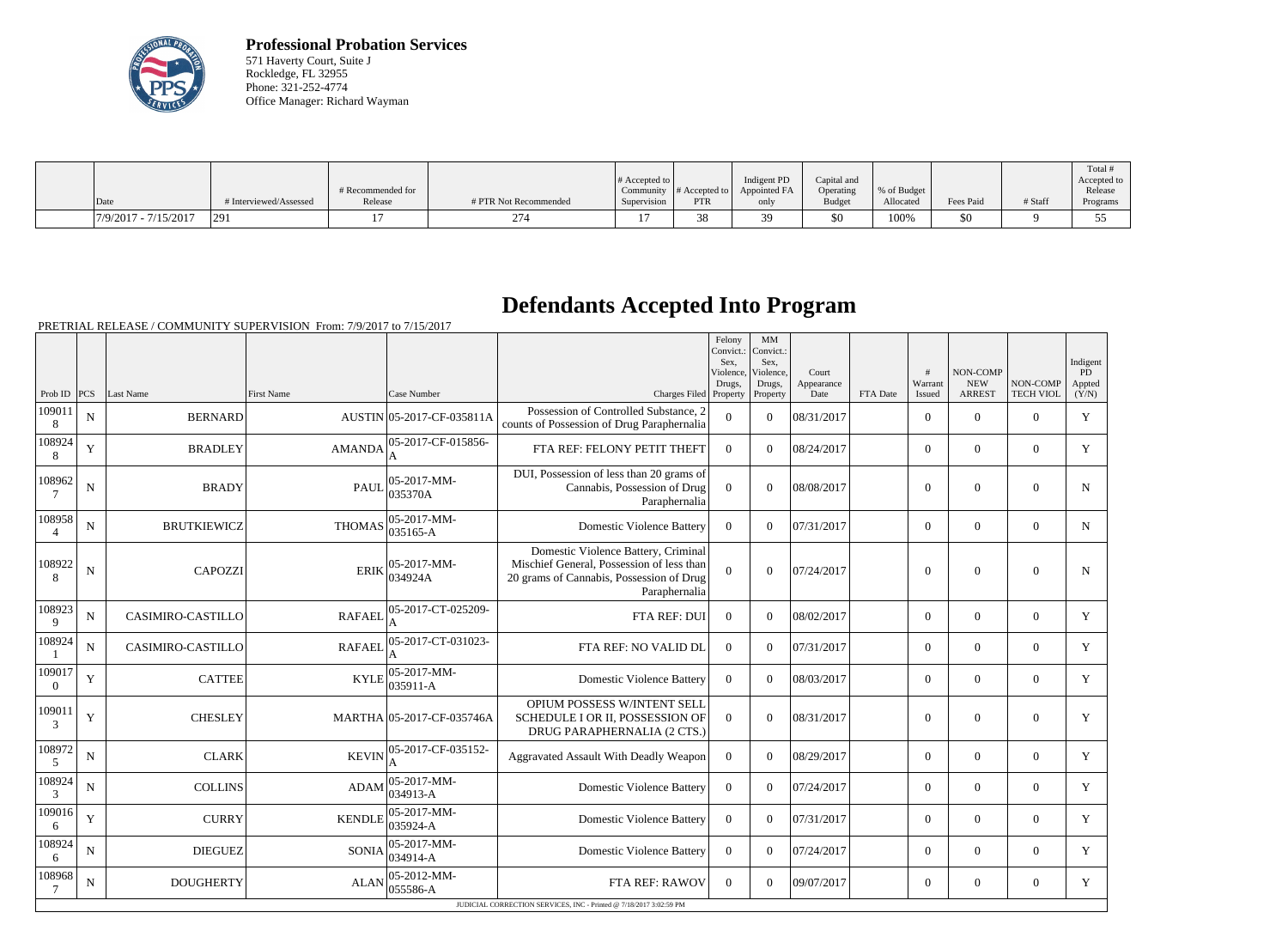**Professional Probation Services**
571 Haverty Court, Suite J
Rockledge, FL 32955
Phone: 321-252-4774
Office Manager: Richard Wayman

| Date | # Interviewed/Assessed | # Recommended for Release | # PTR Not Recommended | # Accepted to Community Supervision | # Accepted to PTR | Indigent PD Appointed FA only | Capital and Operating Budget | % of Budget Allocated | Fees Paid | # Staff | Total # Accepted to Release Programs |
|---|---|---|---|---|---|---|---|---|---|---|---|
| 7/9/2017 - 7/15/2017 | 291 | 17 | 274 | 17 | 38 | 39 | $0 | 100% | $0 | 9 | 55 |

# Defendants Accepted Into Program

PRETRIAL RELEASE / COMMUNITY SUPERVISION From: 7/9/2017 to 7/15/2017

| Prob ID | PCS | Last Name | First Name | Case Number | Charges Filed | Felony Convict.: Sex, Violence, Drugs, Property | MM Convict.: Sex, Violence, Drugs, Property | Court Appearance Date | FTA Date | # Warrant Issued | NON-COMP NEW ARREST | NON-COMP TECH VIOL | Indigent PD Appted (Y/N) |
|---|---|---|---|---|---|---|---|---|---|---|---|---|---|
| 1090118 | N | BERNARD | AUSTIN | 05-2017-CF-035811A | Possession of Controlled Substance, 2 counts of Possession of Drug Paraphernalia | 0 | 0 | 08/31/2017 | | 0 | 0 | 0 | Y |
| 1089248 | Y | BRADLEY | AMANDA | 05-2017-CF-015856-A | FTA REF: FELONY PETIT THEFT | 0 | 0 | 08/24/2017 | | 0 | 0 | 0 | Y |
| 1089627 | N | BRADY | PAUL | 05-2017-MM-035370A | DUI, Possession of less than 20 grams of Cannabis, Possession of Drug Paraphernalia | 0 | 0 | 08/08/2017 | | 0 | 0 | 0 | N |
| 1089584 | N | BRUTKIEWICZ | THOMAS | 05-2017-MM-035165-A | Domestic Violence Battery | 0 | 0 | 07/31/2017 | | 0 | 0 | 0 | N |
| 1089228 | N | CAPOZZI | ERIK | 05-2017-MM-034924A | Domestic Violence Battery, Criminal Mischief General, Possession of less than 20 grams of Cannabis, Possession of Drug Paraphernalia | 0 | 0 | 07/24/2017 | | 0 | 0 | 0 | N |
| 1089239 | N | CASIMIRO-CASTILLO | RAFAEL | 05-2017-CT-025209-A | FTA REF: DUI | 0 | 0 | 08/02/2017 | | 0 | 0 | 0 | Y |
| 1089241 | N | CASIMIRO-CASTILLO | RAFAEL | 05-2017-CT-031023-A | FTA REF: NO VALID DL | 0 | 0 | 07/31/2017 | | 0 | 0 | 0 | Y |
| 1090170 | Y | CATTEE | KYLE | 05-2017-MM-035911-A | Domestic Violence Battery | 0 | 0 | 08/03/2017 | | 0 | 0 | 0 | Y |
| 1090113 | Y | CHESLEY | MARTHA | 05-2017-CF-035746A | OPIUM POSSESS W/INTENT SELL SCHEDULE I OR II, POSSESSION OF DRUG PARAPHERNALIA (2 CTS.) | 0 | 0 | 08/31/2017 | | 0 | 0 | 0 | Y |
| 1089725 | N | CLARK | KEVIN | 05-2017-CF-035152-A | Aggravated Assault With Deadly Weapon | 0 | 0 | 08/29/2017 | | 0 | 0 | 0 | Y |
| 1089243 | N | COLLINS | ADAM | 05-2017-MM-034913-A | Domestic Violence Battery | 0 | 0 | 07/24/2017 | | 0 | 0 | 0 | Y |
| 1090166 | Y | CURRY | KENDLE | 05-2017-MM-035924-A | Domestic Violence Battery | 0 | 0 | 07/31/2017 | | 0 | 0 | 0 | Y |
| 1089246 | N | DIEGUEZ | SONIA | 05-2017-MM-034914-A | Domestic Violence Battery | 0 | 0 | 07/24/2017 | | 0 | 0 | 0 | Y |
| 1089687 | N | DOUGHERTY | ALAN | 05-2012-MM-055586-A | FTA REF: RAWOV | 0 | 0 | 09/07/2017 | | 0 | 0 | 0 | Y |

JUDICIAL CORRECTION SERVICES, INC - Printed @ 7/18/2017 3:02:59 PM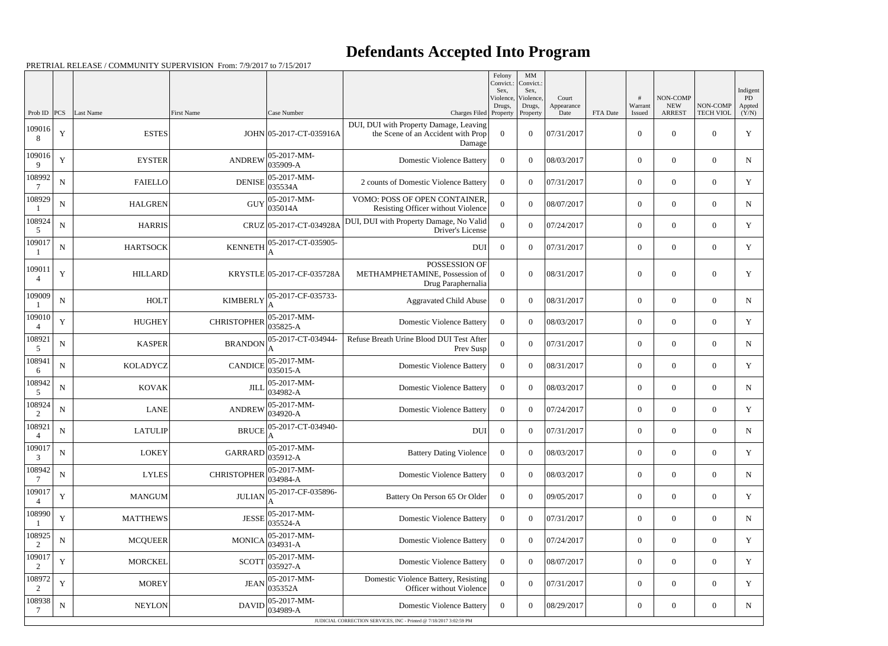# Defendants Accepted Into Program

PRETRIAL RELEASE / COMMUNITY SUPERVISION From: 7/9/2017 to 7/15/2017

| Prob ID | PCS | Last Name | First Name | Case Number | Charges Filed | Felony Convict.: Sex, Violence, Drugs, Property | MM Convict.: Sex, Violence, Drugs, Property | Court Appearance Date | FTA Date | # Warrant Issued | NON-COMP NEW ARREST | NON-COMP TECH VIOL | Indigent PD Appted (Y/N) |
|---|---|---|---|---|---|---|---|---|---|---|---|---|---|
| 1090168 | Y | ESTES | JOHN | 05-2017-CT-035916A | DUI, DUI with Property Damage, Leaving the Scene of an Accident with Prop Damage | 0 | 0 | 07/31/2017 | | 0 | 0 | 0 | Y |
| 1090169 | Y | EYSTER | ANDREW | 05-2017-MM-035909-A | Domestic Violence Battery | 0 | 0 | 08/03/2017 | | 0 | 0 | 0 | N |
| 1089927 | N | FAIELLO | DENISE | 05-2017-MM-035534A | 2 counts of Domestic Violence Battery | 0 | 0 | 07/31/2017 | | 0 | 0 | 0 | Y |
| 1089291 | N | HALGREN | GUY | 05-2017-MM-035014A | VOMO: POSS OF OPEN CONTAINER, Resisting Officer without Violence | 0 | 0 | 08/07/2017 | | 0 | 0 | 0 | N |
| 1089245 | N | HARRIS | CRUZ | 05-2017-CT-034928A | DUI, DUI with Property Damage, No Valid Driver's License | 0 | 0 | 07/24/2017 | | 0 | 0 | 0 | Y |
| 1090171 | N | HARTSOCK | KENNETH | 05-2017-CT-035905-A | DUI | 0 | 0 | 07/31/2017 | | 0 | 0 | 0 | Y |
| 1090114 | Y | HILLARD | KRYSTLE | 05-2017-CF-035728A | POSSESSION OF METHAMPHETAMINE, Possession of Drug Paraphernalia | 0 | 0 | 08/31/2017 | | 0 | 0 | 0 | Y |
| 1090091 | N | HOLT | KIMBERLY | 05-2017-CF-035733-A | Aggravated Child Abuse | 0 | 0 | 08/31/2017 | | 0 | 0 | 0 | N |
| 1090104 | Y | HUGHEY | CHRISTOPHER | 05-2017-MM-035825-A | Domestic Violence Battery | 0 | 0 | 08/03/2017 | | 0 | 0 | 0 | Y |
| 1089215 | N | KASPER | BRANDON | 05-2017-CT-034944-A | Refuse Breath Urine Blood DUI Test After Prev Susp | 0 | 0 | 07/31/2017 | | 0 | 0 | 0 | N |
| 1089416 | N | KOLADYCZ | CANDICE | 05-2017-MM-035015-A | Domestic Violence Battery | 0 | 0 | 08/31/2017 | | 0 | 0 | 0 | Y |
| 1089425 | N | KOVAK | JILL | 05-2017-MM-034982-A | Domestic Violence Battery | 0 | 0 | 08/03/2017 | | 0 | 0 | 0 | N |
| 1089242 | N | LANE | ANDREW | 05-2017-MM-034920-A | Domestic Violence Battery | 0 | 0 | 07/24/2017 | | 0 | 0 | 0 | Y |
| 1089214 | N | LATULIP | BRUCE | 05-2017-CT-034940-A | DUI | 0 | 0 | 07/31/2017 | | 0 | 0 | 0 | N |
| 1090173 | N | LOKEY | GARRARD | 05-2017-MM-035912-A | Battery Dating Violence | 0 | 0 | 08/03/2017 | | 0 | 0 | 0 | Y |
| 1089427 | N | LYLES | CHRISTOPHER | 05-2017-MM-034984-A | Domestic Violence Battery | 0 | 0 | 08/03/2017 | | 0 | 0 | 0 | N |
| 1090174 | Y | MANGUM | JULIAN | 05-2017-CF-035896-A | Battery On Person 65 Or Older | 0 | 0 | 09/05/2017 | | 0 | 0 | 0 | Y |
| 1089901 | Y | MATTHEWS | JESSE | 05-2017-MM-035524-A | Domestic Violence Battery | 0 | 0 | 07/31/2017 | | 0 | 0 | 0 | N |
| 1089252 | N | MCQUEER | MONICA | 05-2017-MM-034931-A | Domestic Violence Battery | 0 | 0 | 07/24/2017 | | 0 | 0 | 0 | Y |
| 1090172 | Y | MORCKEL | SCOTT | 05-2017-MM-035927-A | Domestic Violence Battery | 0 | 0 | 08/07/2017 | | 0 | 0 | 0 | Y |
| 1089722 | Y | MOREY | JEAN | 05-2017-MM-035352A | Domestic Violence Battery, Resisting Officer without Violence | 0 | 0 | 07/31/2017 | | 0 | 0 | 0 | Y |
| 1089387 | N | NEYLON | DAVID | 05-2017-MM-034989-A | Domestic Violence Battery | 0 | 0 | 08/29/2017 | | 0 | 0 | 0 | N |

JUDICIAL CORRECTION SERVICES, INC - Printed @ 7/18/2017 3:02:59 PM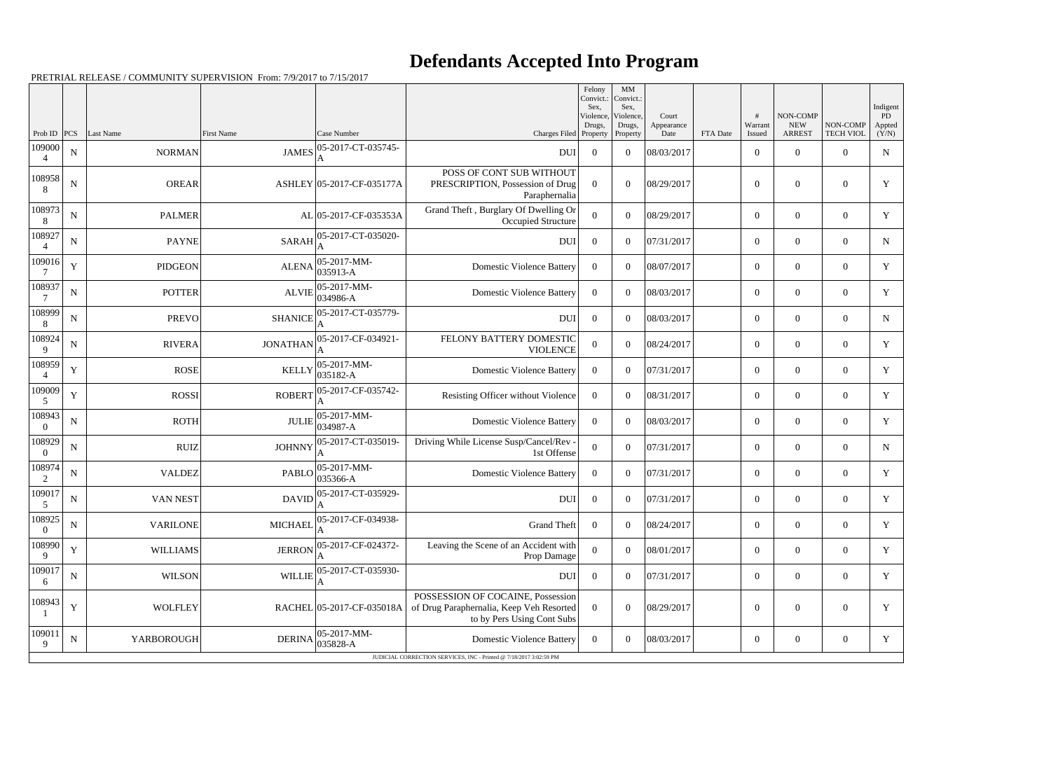# Defendants Accepted Into Program

PRETRIAL RELEASE / COMMUNITY SUPERVISION From: 7/9/2017 to 7/15/2017

| Prob ID | PCS | Last Name | First Name | Case Number | Charges Filed | Felony Convict.: Sex, Violence, Drugs, Property | MM Convict.: Sex, Violence, Drugs, Property | Court Appearance Date | FTA Date | # Warrant Issued | NON-COMP NEW ARREST | NON-COMP TECH VIOL | Indigent PD Appted (Y/N) |
|---|---|---|---|---|---|---|---|---|---|---|---|---|---|
| 1090004 | N | NORMAN | JAMES | 05-2017-CT-035745-A | DUI | 0 | 0 | 08/03/2017 | | 0 | 0 | 0 | N |
| 1089588 | N | OREAR | ASHLEY | 05-2017-CF-035177A | POSS OF CONT SUB WITHOUT PRESCRIPTION, Possession of Drug Paraphernalia | 0 | 0 | 08/29/2017 | | 0 | 0 | 0 | Y |
| 1089738 | N | PALMER | AL | 05-2017-CF-035353A | Grand Theft , Burglary Of Dwelling Or Occupied Structure | 0 | 0 | 08/29/2017 | | 0 | 0 | 0 | Y |
| 1089274 | N | PAYNE | SARAH | 05-2017-CT-035020-A | DUI | 0 | 0 | 07/31/2017 | | 0 | 0 | 0 | N |
| 1090167 | Y | PIDGEON | ALENA | 05-2017-MM-035913-A | Domestic Violence Battery | 0 | 0 | 08/07/2017 | | 0 | 0 | 0 | Y |
| 1089377 | N | POTTER | ALVIE | 05-2017-MM-034986-A | Domestic Violence Battery | 0 | 0 | 08/03/2017 | | 0 | 0 | 0 | Y |
| 1089998 | N | PREVO | SHANICE | 05-2017-CT-035779-A | DUI | 0 | 0 | 08/03/2017 | | 0 | 0 | 0 | N |
| 1089249 | N | RIVERA | JONATHAN | 05-2017-CF-034921-A | FELONY BATTERY DOMESTIC VIOLENCE | 0 | 0 | 08/24/2017 | | 0 | 0 | 0 | Y |
| 1089594 | Y | ROSE | KELLY | 05-2017-MM-035182-A | Domestic Violence Battery | 0 | 0 | 07/31/2017 | | 0 | 0 | 0 | Y |
| 1090095 | Y | ROSSI | ROBERT | 05-2017-CF-035742-A | Resisting Officer without Violence | 0 | 0 | 08/31/2017 | | 0 | 0 | 0 | Y |
| 1089430 | N | ROTH | JULIE | 05-2017-MM-034987-A | Domestic Violence Battery | 0 | 0 | 08/03/2017 | | 0 | 0 | 0 | Y |
| 1089290 | N | RUIZ | JOHNNY | 05-2017-CT-035019-A | Driving While License Susp/Cancel/Rev - 1st Offense | 0 | 0 | 07/31/2017 | | 0 | 0 | 0 | N |
| 1089742 | N | VALDEZ | PABLO | 05-2017-MM-035366-A | Domestic Violence Battery | 0 | 0 | 07/31/2017 | | 0 | 0 | 0 | Y |
| 1090175 | N | VAN NEST | DAVID | 05-2017-CT-035929-A | DUI | 0 | 0 | 07/31/2017 | | 0 | 0 | 0 | Y |
| 1089250 | N | VARILONE | MICHAEL | 05-2017-CF-034938-A | Grand Theft | 0 | 0 | 08/24/2017 | | 0 | 0 | 0 | Y |
| 1089909 | Y | WILLIAMS | JERRON | 05-2017-CF-024372-A | Leaving the Scene of an Accident with Prop Damage | 0 | 0 | 08/01/2017 | | 0 | 0 | 0 | Y |
| 1090176 | N | WILSON | WILLIE | 05-2017-CT-035930-A | DUI | 0 | 0 | 07/31/2017 | | 0 | 0 | 0 | Y |
| 1089431 | Y | WOLFLEY | RACHEL | 05-2017-CF-035018A | POSSESSION OF COCAINE, Possession of Drug Paraphernalia, Keep Veh Resorted to by Pers Using Cont Subs | 0 | 0 | 08/29/2017 | | 0 | 0 | 0 | Y |
| 1090119 | N | YARBOROUGH | DERINA | 05-2017-MM-035828-A | Domestic Violence Battery | 0 | 0 | 08/03/2017 | | 0 | 0 | 0 | Y |

JUDICIAL CORRECTION SERVICES, INC - Printed @ 7/18/2017 3:02:59 PM